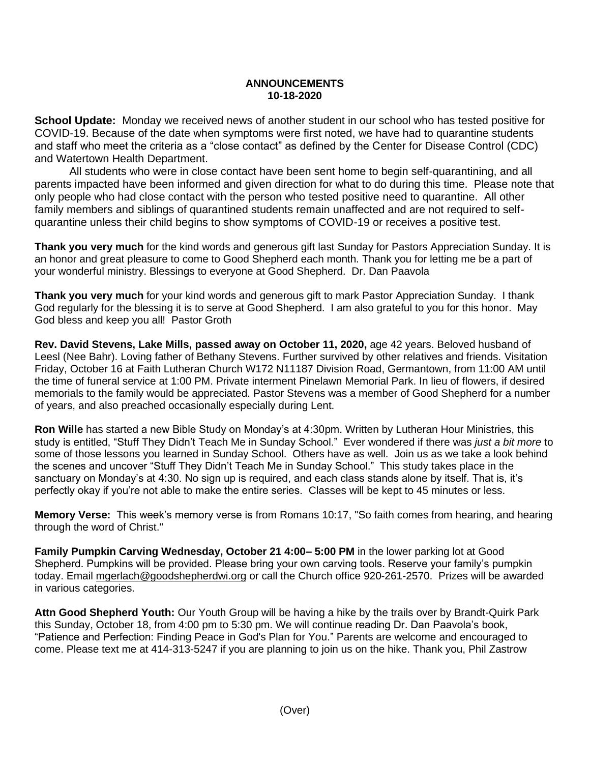# ANNOUNCEMENTS
## 10-18-2020

**School Update:** Monday we received news of another student in our school who has tested positive for COVID-19. Because of the date when symptoms were first noted, we have had to quarantine students and staff who meet the criteria as a "close contact" as defined by the Center for Disease Control (CDC) and Watertown Health Department.

All students who were in close contact have been sent home to begin self-quarantining, and all parents impacted have been informed and given direction for what to do during this time. Please note that only people who had close contact with the person who tested positive need to quarantine. All other family members and siblings of quarantined students remain unaffected and are not required to self-quarantine unless their child begins to show symptoms of COVID-19 or receives a positive test.

**Thank you very much** for the kind words and generous gift last Sunday for Pastors Appreciation Sunday. It is an honor and great pleasure to come to Good Shepherd each month. Thank you for letting me be a part of your wonderful ministry. Blessings to everyone at Good Shepherd. Dr. Dan Paavola

**Thank you very much** for your kind words and generous gift to mark Pastor Appreciation Sunday. I thank God regularly for the blessing it is to serve at Good Shepherd. I am also grateful to you for this honor. May God bless and keep you all! Pastor Groth

**Rev. David Stevens, Lake Mills, passed away on October 11, 2020,** age 42 years. Beloved husband of Leesl (Nee Bahr). Loving father of Bethany Stevens. Further survived by other relatives and friends. Visitation Friday, October 16 at Faith Lutheran Church W172 N11187 Division Road, Germantown, from 11:00 AM until the time of funeral service at 1:00 PM. Private interment Pinelawn Memorial Park. In lieu of flowers, if desired memorials to the family would be appreciated. Pastor Stevens was a member of Good Shepherd for a number of years, and also preached occasionally especially during Lent.

**Ron Wille** has started a new Bible Study on Monday's at 4:30pm. Written by Lutheran Hour Ministries, this study is entitled, "Stuff They Didn't Teach Me in Sunday School." Ever wondered if there was *just a bit more* to some of those lessons you learned in Sunday School. Others have as well. Join us as we take a look behind the scenes and uncover "Stuff They Didn't Teach Me in Sunday School." This study takes place in the sanctuary on Monday's at 4:30. No sign up is required, and each class stands alone by itself. That is, it's perfectly okay if you're not able to make the entire series. Classes will be kept to 45 minutes or less.

**Memory Verse:** This week's memory verse is from Romans 10:17, "So faith comes from hearing, and hearing through the word of Christ."

**Family Pumpkin Carving Wednesday, October 21 4:00– 5:00 PM** in the lower parking lot at Good Shepherd. Pumpkins will be provided. Please bring your own carving tools. Reserve your family's pumpkin today. Email mgerlach@goodshepherdwi.org or call the Church office 920-261-2570. Prizes will be awarded in various categories.

**Attn Good Shepherd Youth:** Our Youth Group will be having a hike by the trails over by Brandt-Quirk Park this Sunday, October 18, from 4:00 pm to 5:30 pm. We will continue reading Dr. Dan Paavola's book, "Patience and Perfection: Finding Peace in God's Plan for You." Parents are welcome and encouraged to come. Please text me at 414-313-5247 if you are planning to join us on the hike. Thank you, Phil Zastrow

(Over)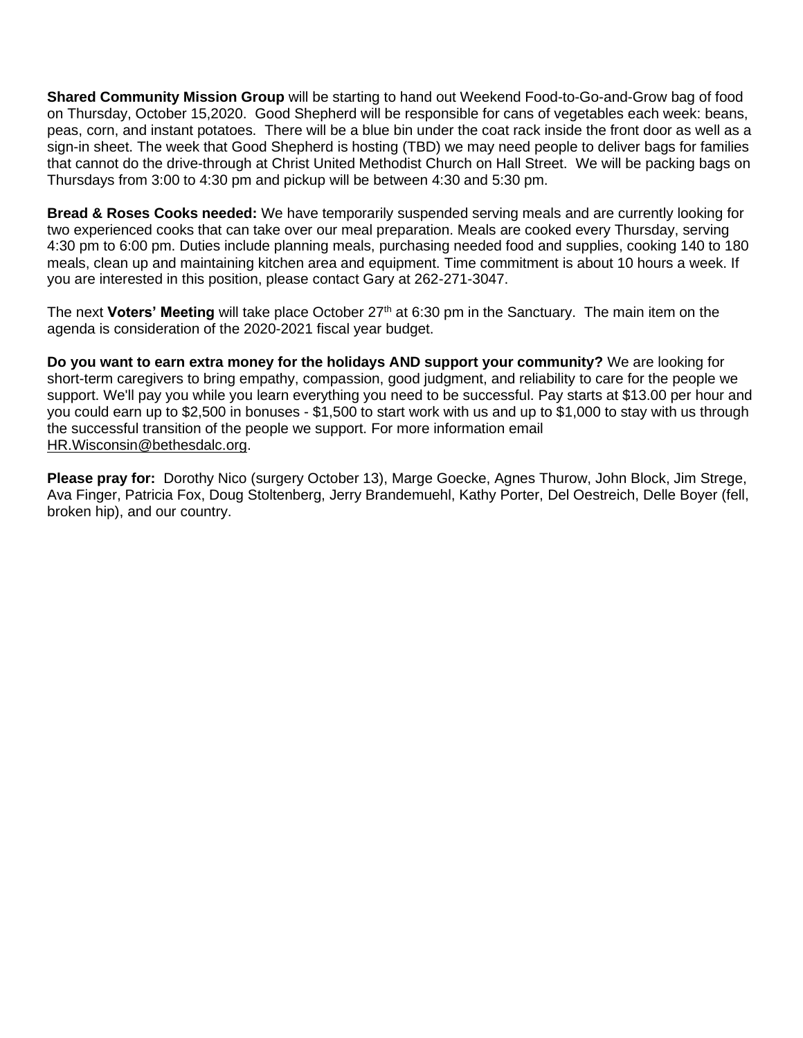**Shared Community Mission Group** will be starting to hand out Weekend Food-to-Go-and-Grow bag of food on Thursday, October 15,2020. Good Shepherd will be responsible for cans of vegetables each week: beans, peas, corn, and instant potatoes. There will be a blue bin under the coat rack inside the front door as well as a sign-in sheet. The week that Good Shepherd is hosting (TBD) we may need people to deliver bags for families that cannot do the drive-through at Christ United Methodist Church on Hall Street. We will be packing bags on Thursdays from 3:00 to 4:30 pm and pickup will be between 4:30 and 5:30 pm.

**Bread & Roses Cooks needed:** We have temporarily suspended serving meals and are currently looking for two experienced cooks that can take over our meal preparation. Meals are cooked every Thursday, serving 4:30 pm to 6:00 pm. Duties include planning meals, purchasing needed food and supplies, cooking 140 to 180 meals, clean up and maintaining kitchen area and equipment. Time commitment is about 10 hours a week. If you are interested in this position, please contact Gary at 262-271-3047.

The next **Voters' Meeting** will take place October 27th at 6:30 pm in the Sanctuary. The main item on the agenda is consideration of the 2020-2021 fiscal year budget.

**Do you want to earn extra money for the holidays AND support your community?** We are looking for short-term caregivers to bring empathy, compassion, good judgment, and reliability to care for the people we support. We'll pay you while you learn everything you need to be successful. Pay starts at $13.00 per hour and you could earn up to $2,500 in bonuses - $1,500 to start work with us and up to $1,000 to stay with us through the successful transition of the people we support. For more information email HR.Wisconsin@bethesdalc.org.

**Please pray for:** Dorothy Nico (surgery October 13), Marge Goecke, Agnes Thurow, John Block, Jim Strege, Ava Finger, Patricia Fox, Doug Stoltenberg, Jerry Brandemuehl, Kathy Porter, Del Oestreich, Delle Boyer (fell, broken hip), and our country.